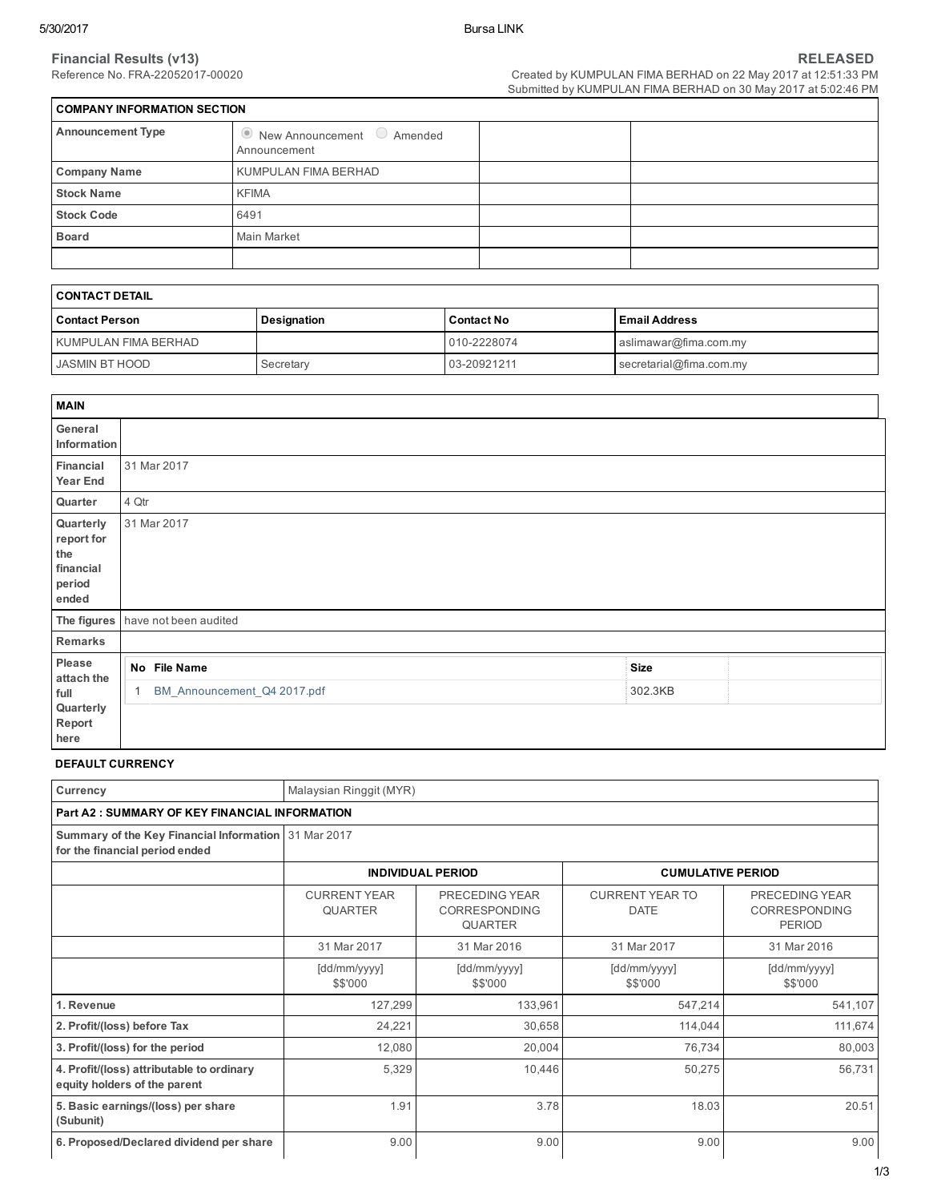**Financial Results (v13)**
Reference No. FRA-22052017-00020

**RELEASED**
Created by KUMPULAN FIMA BERHAD on 22 May 2017 at 12:51:33 PM
Submitted by KUMPULAN FIMA BERHAD on 30 May 2017 at 5:02:46 PM

| COMPANY INFORMATION SECTION | | | |
|---|---|---|---|
| **Announcement Type** | ◉ New Announcement ○ Amended Announcement | | |
| **Company Name** | KUMPULAN FIMA BERHAD | | |
| **Stock Name** | KFIMA | | |
| **Stock Code** | 6491 | | |
| **Board** | Main Market | | |
| | | | |

| CONTACT DETAIL | | | |
|---|---|---|---|
| **Contact Person** | **Designation** | **Contact No** | **Email Address** |
| KUMPULAN FIMA BERHAD | | 010-2228074 | aslimawar@fima.com.my |
| JASMIN BT HOOD | Secretary | 03-20921211 | secretarial@fima.com.my |

| MAIN | |
|---|---|
| **General Information** | |
| **Financial Year End** | 31 Mar 2017 |
| **Quarter** | 4 Qtr |
| **Quarterly report for the financial period ended** | 31 Mar 2017 |
| **The figures** | have not been audited |
| **Remarks** | |
| **Please attach the full Quarterly Report here** | No: 1 — File Name: BM_Announcement_Q4 2017.pdf — Size: 302.3KB |

**DEFAULT CURRENCY**

| Currency | Malaysian Ringgit (MYR) | | | |
|---|---|---|---|---|
| **Part A2 : SUMMARY OF KEY FINANCIAL INFORMATION** | | | | |
| **Summary of the Key Financial Information for the financial period ended** | 31 Mar 2017 | | | |
| | **INDIVIDUAL PERIOD** | | **CUMULATIVE PERIOD** | |
| | CURRENT YEAR QUARTER | PRECEDING YEAR CORRESPONDING QUARTER | CURRENT YEAR TO DATE | PRECEDING YEAR CORRESPONDING PERIOD |
| | 31 Mar 2017 | 31 Mar 2016 | 31 Mar 2017 | 31 Mar 2016 |
| | [dd/mm/yyyy] $$'000 | [dd/mm/yyyy] $$'000 | [dd/mm/yyyy] $$'000 | [dd/mm/yyyy] $$'000 |
| **1. Revenue** | 127,299 | 133,961 | 547,214 | 541,107 |
| **2. Profit/(loss) before Tax** | 24,221 | 30,658 | 114,044 | 111,674 |
| **3. Profit/(loss) for the period** | 12,080 | 20,004 | 76,734 | 80,003 |
| **4. Profit/(loss) attributable to ordinary equity holders of the parent** | 5,329 | 10,446 | 50,275 | 56,731 |
| **5. Basic earnings/(loss) per share (Subunit)** | 1.91 | 3.78 | 18.03 | 20.51 |
| **6. Proposed/Declared dividend per share** | 9.00 | 9.00 | 9.00 | 9.00 |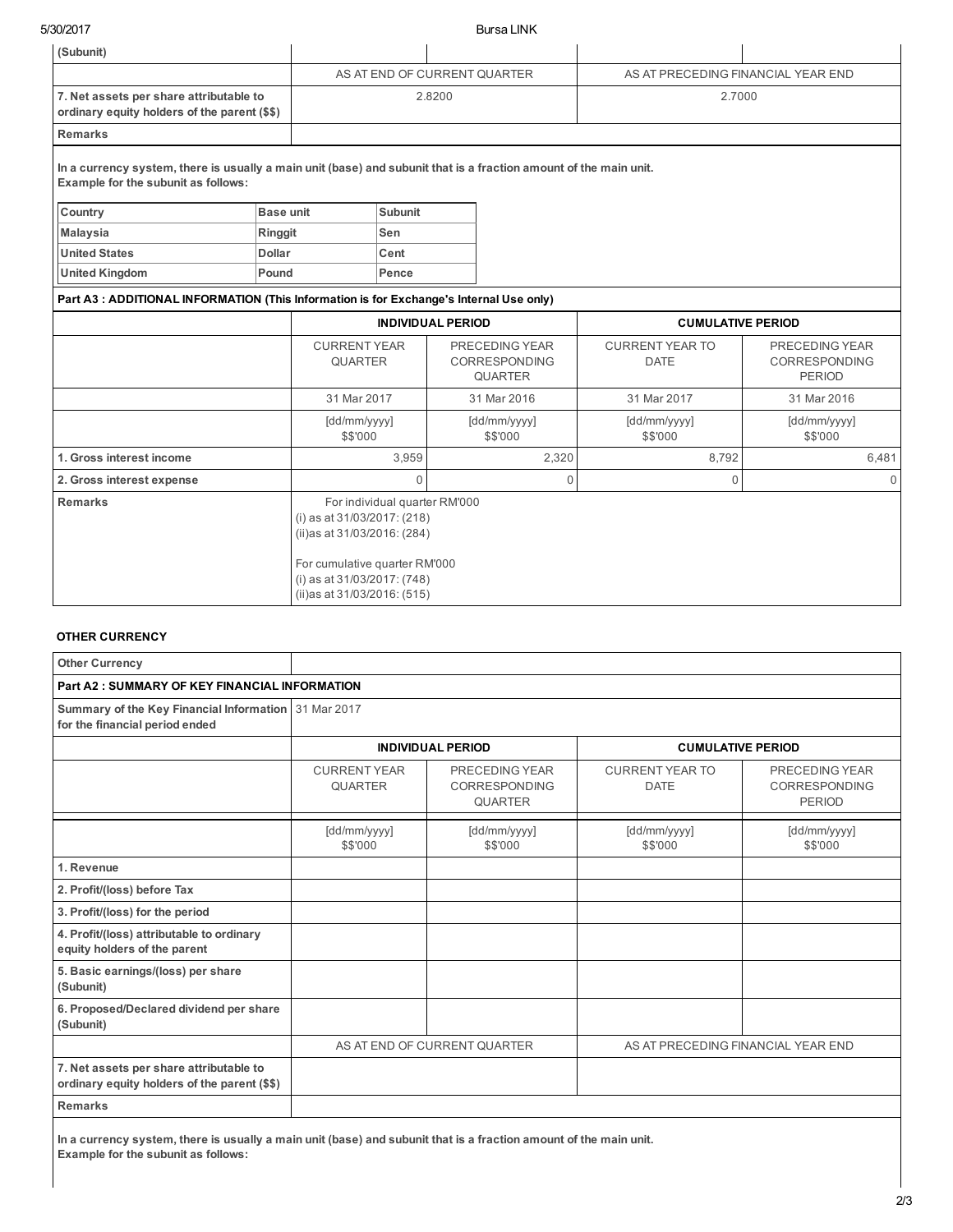| (Subunit) | | | | |
|---|---|---|---|---|
| | AS AT END OF CURRENT QUARTER | | AS AT PRECEDING FINANCIAL YEAR END | |
| 7. Net assets per share attributable to ordinary equity holders of the parent ($$) | 2.8200 | | 2.7000 | |
| Remarks | | | | |

**In a currency system, there is usually a main unit (base) and subunit that is a fraction amount of the main unit.**
**Example for the subunit as follows:**

| Country | Base unit | Subunit |
|---|---|---|
| Malaysia | Ringgit | Sen |
| United States | Dollar | Cent |
| United Kingdom | Pound | Pence |

**Part A3 : ADDITIONAL INFORMATION (This Information is for Exchange's Internal Use only)**

| | INDIVIDUAL PERIOD | | CUMULATIVE PERIOD | |
|---|---|---|---|---|
| | CURRENT YEAR QUARTER | PRECEDING YEAR CORRESPONDING QUARTER | CURRENT YEAR TO DATE | PRECEDING YEAR CORRESPONDING PERIOD |
| | 31 Mar 2017 | 31 Mar 2016 | 31 Mar 2017 | 31 Mar 2016 |
| | [dd/mm/yyyy] $$'000 | [dd/mm/yyyy] $$'000 | [dd/mm/yyyy] $$'000 | [dd/mm/yyyy] $$'000 |
| 1. Gross interest income | 3,959 | 2,320 | 8,792 | 6,481 |
| 2. Gross interest expense | 0 | 0 | 0 | 0 |
| Remarks | For individual quarter RM'000<br>(i) as at 31/03/2017: (218)<br>(ii)as at 31/03/2016: (284)<br><br>For cumulative quarter RM'000<br>(i) as at 31/03/2017: (748)<br>(ii)as at 31/03/2016: (515) | | | |

**OTHER CURRENCY**

| Other Currency | | | | |
|---|---|---|---|---|
| **Part A2 : SUMMARY OF KEY FINANCIAL INFORMATION** | | | | |
| Summary of the Key Financial Information for the financial period ended | 31 Mar 2017 | | | |
| | INDIVIDUAL PERIOD | | CUMULATIVE PERIOD | |
| | CURRENT YEAR QUARTER | PRECEDING YEAR CORRESPONDING QUARTER | CURRENT YEAR TO DATE | PRECEDING YEAR CORRESPONDING PERIOD |
| | [dd/mm/yyyy] $$'000 | [dd/mm/yyyy] $$'000 | [dd/mm/yyyy] $$'000 | [dd/mm/yyyy] $$'000 |
| 1. Revenue | | | | |
| 2. Profit/(loss) before Tax | | | | |
| 3. Profit/(loss) for the period | | | | |
| 4. Profit/(loss) attributable to ordinary equity holders of the parent | | | | |
| 5. Basic earnings/(loss) per share (Subunit) | | | | |
| 6. Proposed/Declared dividend per share (Subunit) | | | | |
| | AS AT END OF CURRENT QUARTER | | AS AT PRECEDING FINANCIAL YEAR END | |
| 7. Net assets per share attributable to ordinary equity holders of the parent ($$) | | | | |
| Remarks | | | | |

**In a currency system, there is usually a main unit (base) and subunit that is a fraction amount of the main unit.**
**Example for the subunit as follows:**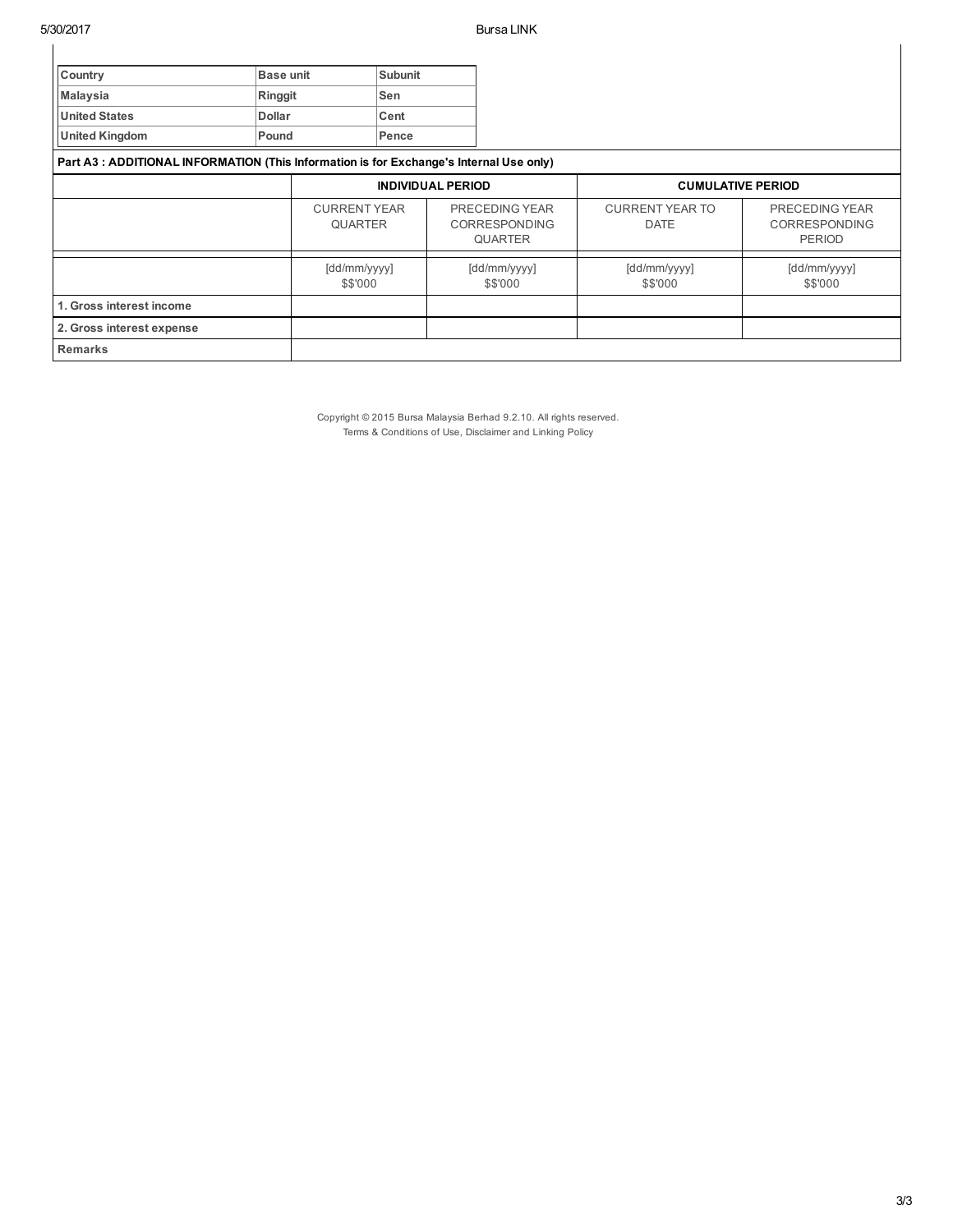| Country | Base unit | Subunit |
| --- | --- | --- |
| Malaysia | Ringgit | Sen |
| United States | Dollar | Cent |
| United Kingdom | Pound | Pence |

**Part A3 : ADDITIONAL INFORMATION (This Information is for Exchange's Internal Use only)**

| | INDIVIDUAL PERIOD | | CUMULATIVE PERIOD | |
| --- | --- | --- | --- | --- |
| | CURRENT YEAR QUARTER | PRECEDING YEAR CORRESPONDING QUARTER | CURRENT YEAR TO DATE | PRECEDING YEAR CORRESPONDING PERIOD |
| | [dd/mm/yyyy] $$'000 | [dd/mm/yyyy] $$'000 | [dd/mm/yyyy] $$'000 | [dd/mm/yyyy] $$'000 |
| 1. Gross interest income | | | | |
| 2. Gross interest expense | | | | |
| Remarks | | | | |

Copyright © 2015 Bursa Malaysia Berhad 9.2.10. All rights reserved.
Terms & Conditions of Use, Disclaimer and Linking Policy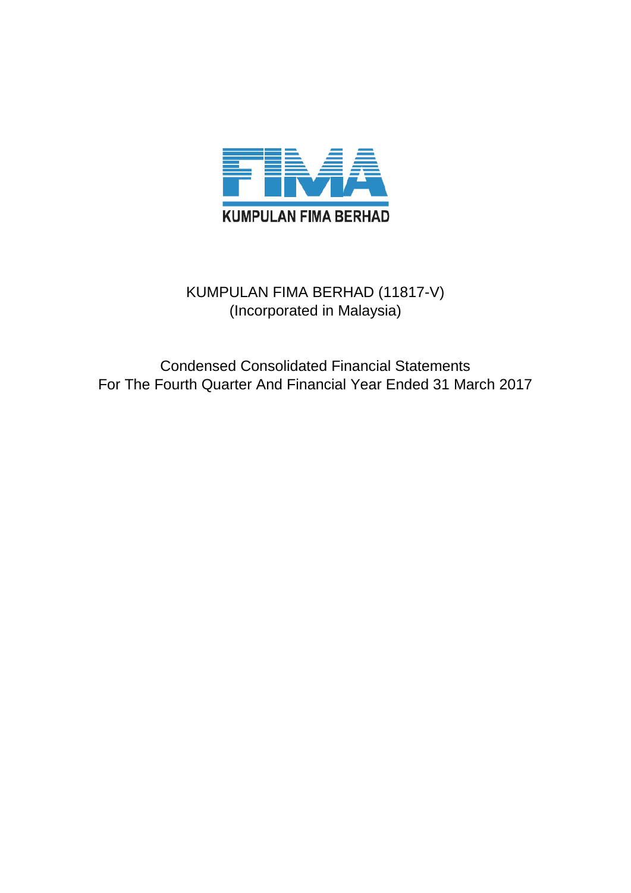KUMPULAN FIMA BERHAD

KUMPULAN FIMA BERHAD (11817-V)
(Incorporated in Malaysia)

Condensed Consolidated Financial Statements
For The Fourth Quarter And Financial Year Ended 31 March 2017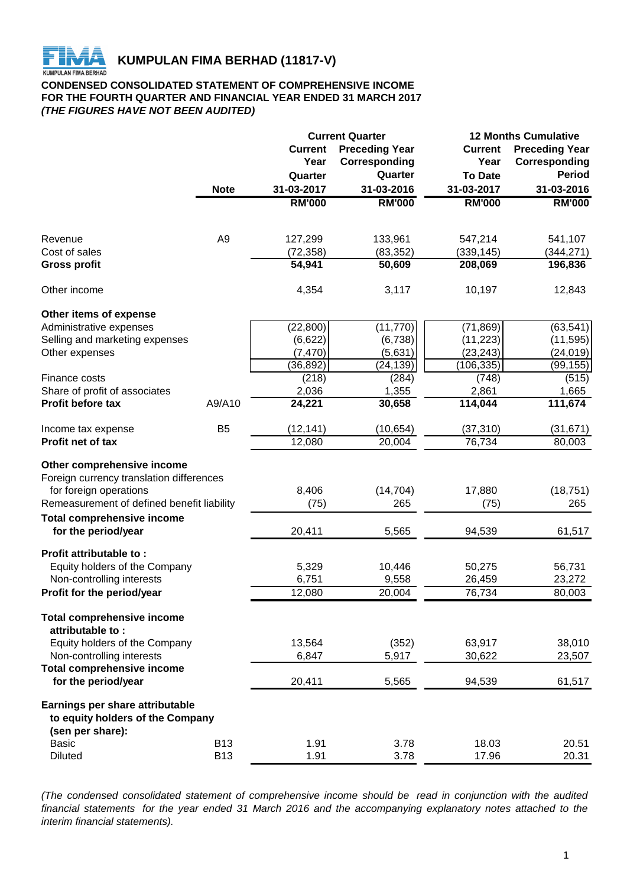# KUMPULAN FIMA BERHAD (11817-V)

**CONDENSED CONSOLIDATED STATEMENT OF COMPREHENSIVE INCOME**
**FOR THE FOURTH QUARTER AND FINANCIAL YEAR ENDED 31 MARCH 2017**
***(THE FIGURES HAVE NOT BEEN AUDITED)***

| | Note | Current Quarter | | 12 Months Cumulative | |
|---|---|---|---|---|---|
| | | Current Year Quarter 31-03-2017 | Preceding Year Corresponding Quarter 31-03-2016 | Current Year To Date 31-03-2017 | Preceding Year Corresponding Period 31-03-2016 |
| | | RM'000 | RM'000 | RM'000 | RM'000 |
| Revenue | A9 | 127,299 | 133,961 | 547,214 | 541,107 |
| Cost of sales | | (72,358) | (83,352) | (339,145) | (344,271) |
| **Gross profit** | | **54,941** | **50,609** | **208,069** | **196,836** |
| Other income | | 4,354 | 3,117 | 10,197 | 12,843 |
| **Other items of expense** | | | | | |
| Administrative expenses | | (22,800) | (11,770) | (71,869) | (63,541) |
| Selling and marketing expenses | | (6,622) | (6,738) | (11,223) | (11,595) |
| Other expenses | | (7,470) | (5,631) | (23,243) | (24,019) |
| | | (36,892) | (24,139) | (106,335) | (99,155) |
| Finance costs | | (218) | (284) | (748) | (515) |
| Share of profit of associates | | 2,036 | 1,355 | 2,861 | 1,665 |
| **Profit before tax** | A9/A10 | **24,221** | **30,658** | **114,044** | **111,674** |
| Income tax expense | B5 | (12,141) | (10,654) | (37,310) | (31,671) |
| **Profit net of tax** | | 12,080 | 20,004 | 76,734 | 80,003 |
| **Other comprehensive income** | | | | | |
| Foreign currency translation differences for foreign operations | | 8,406 | (14,704) | 17,880 | (18,751) |
| Remeasurement of defined benefit liability | | (75) | 265 | (75) | 265 |
| **Total comprehensive income for the period/year** | | 20,411 | 5,565 | 94,539 | 61,517 |
| **Profit attributable to :** | | | | | |
| Equity holders of the Company | | 5,329 | 10,446 | 50,275 | 56,731 |
| Non-controlling interests | | 6,751 | 9,558 | 26,459 | 23,272 |
| **Profit for the period/year** | | 12,080 | 20,004 | 76,734 | 80,003 |
| **Total comprehensive income attributable to :** | | | | | |
| Equity holders of the Company | | 13,564 | (352) | 63,917 | 38,010 |
| Non-controlling interests | | 6,847 | 5,917 | 30,622 | 23,507 |
| **Total comprehensive income for the period/year** | | 20,411 | 5,565 | 94,539 | 61,517 |
| **Earnings per share attributable to equity holders of the Company (sen per share):** | | | | | |
| Basic | B13 | 1.91 | 3.78 | 18.03 | 20.51 |
| Diluted | B13 | 1.91 | 3.78 | 17.96 | 20.31 |

*(The condensed consolidated statement of comprehensive income should be read in conjunction with the audited financial statements for the year ended 31 March 2016 and the accompanying explanatory notes attached to the interim financial statements).*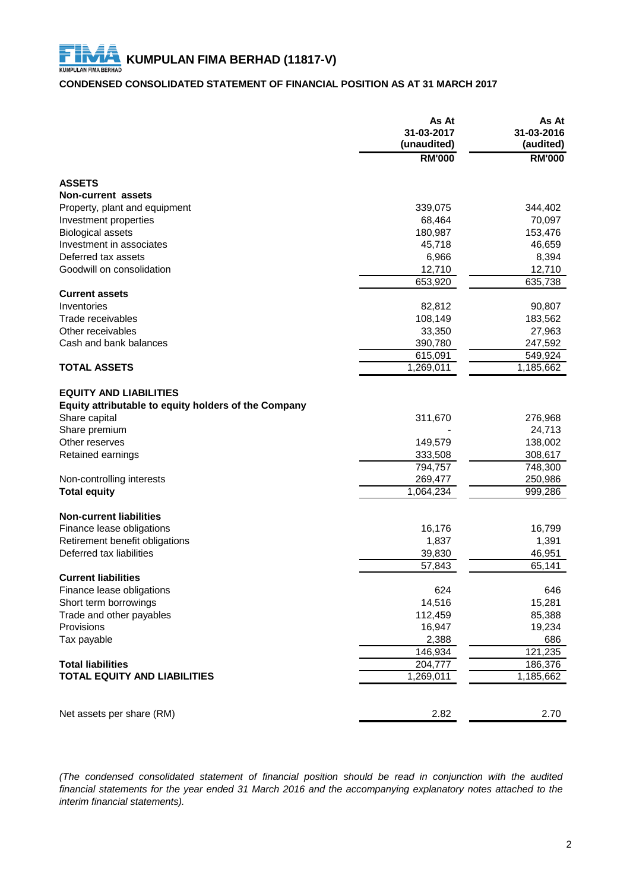# KUMPULAN FIMA BERHAD (11817-V)

## CONDENSED CONSOLIDATED STATEMENT OF FINANCIAL POSITION AS AT 31 MARCH 2017

| | As At 31-03-2017 (unaudited) RM'000 | As At 31-03-2016 (audited) RM'000 |
|---|---|---|
| **ASSETS** | | |
| **Non-current assets** | | |
| Property, plant and equipment | 339,075 | 344,402 |
| Investment properties | 68,464 | 70,097 |
| Biological assets | 180,987 | 153,476 |
| Investment in associates | 45,718 | 46,659 |
| Deferred tax assets | 6,966 | 8,394 |
| Goodwill on consolidation | 12,710 | 12,710 |
| | 653,920 | 635,738 |
| **Current assets** | | |
| Inventories | 82,812 | 90,807 |
| Trade receivables | 108,149 | 183,562 |
| Other receivables | 33,350 | 27,963 |
| Cash and bank balances | 390,780 | 247,592 |
| | 615,091 | 549,924 |
| **TOTAL ASSETS** | 1,269,011 | 1,185,662 |
| **EQUITY AND LIABILITIES** | | |
| **Equity attributable to equity holders of the Company** | | |
| Share capital | 311,670 | 276,968 |
| Share premium | - | 24,713 |
| Other reserves | 149,579 | 138,002 |
| Retained earnings | 333,508 | 308,617 |
| | 794,757 | 748,300 |
| Non-controlling interests | 269,477 | 250,986 |
| **Total equity** | 1,064,234 | 999,286 |
| **Non-current liabilities** | | |
| Finance lease obligations | 16,176 | 16,799 |
| Retirement benefit obligations | 1,837 | 1,391 |
| Deferred tax liabilities | 39,830 | 46,951 |
| | 57,843 | 65,141 |
| **Current liabilities** | | |
| Finance lease obligations | 624 | 646 |
| Short term borrowings | 14,516 | 15,281 |
| Trade and other payables | 112,459 | 85,388 |
| Provisions | 16,947 | 19,234 |
| Tax payable | 2,388 | 686 |
| | 146,934 | 121,235 |
| **Total liabilities** | 204,777 | 186,376 |
| **TOTAL EQUITY AND LIABILITIES** | 1,269,011 | 1,185,662 |
| Net assets per share (RM) | 2.82 | 2.70 |

*(The condensed consolidated statement of financial position should be read in conjunction with the audited financial statements for the year ended 31 March 2016 and the accompanying explanatory notes attached to the interim financial statements).*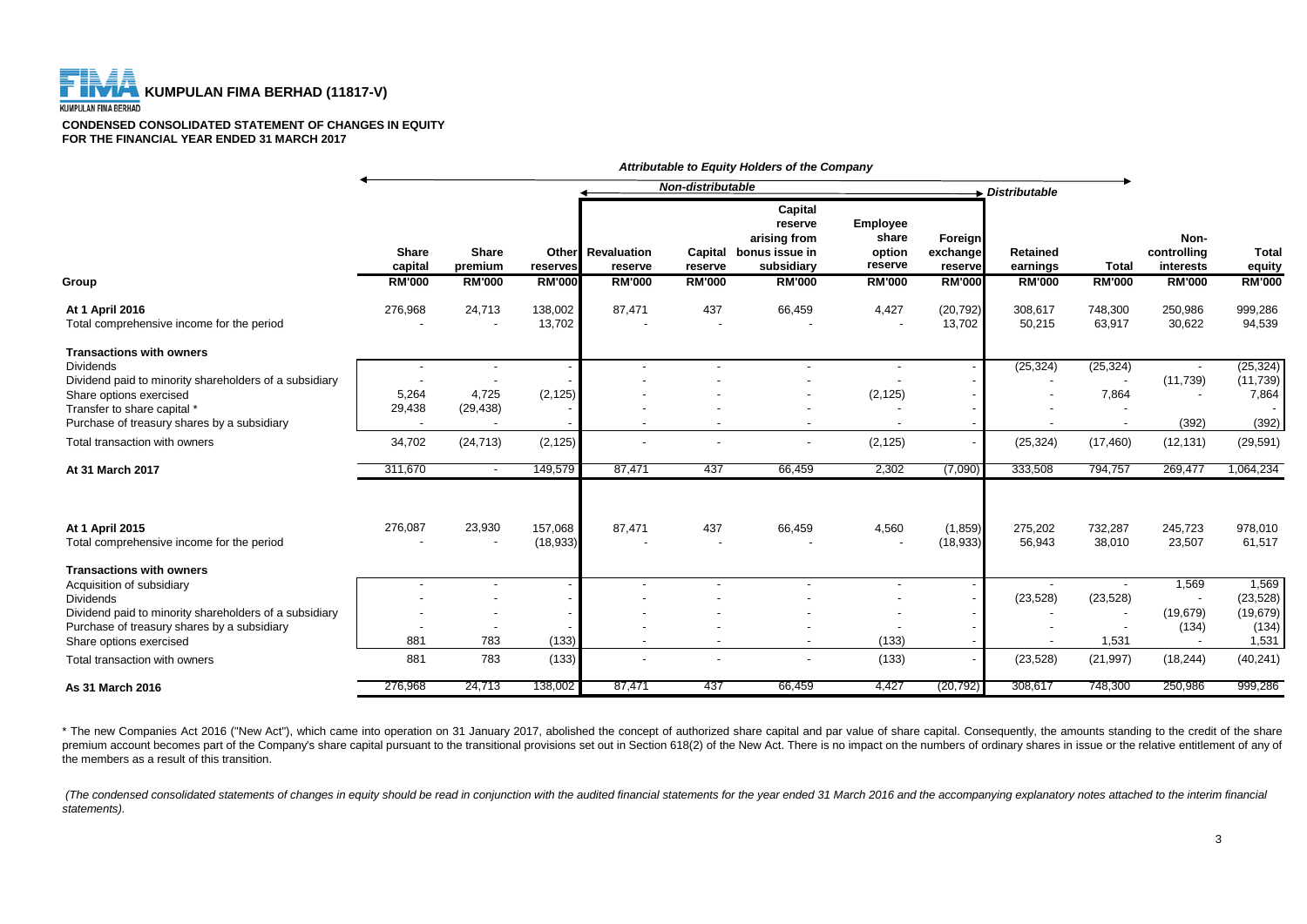# KUMPULAN FIMA BERHAD (11817-V)

### CONDENSED CONSOLIDATED STATEMENT OF CHANGES IN EQUITY
### FOR THE FINANCIAL YEAR ENDED 31 MARCH 2017

| | *Attributable to Equity Holders of the Company* | | | | | | | | | | | |
|---|---|---|---|---|---|---|---|---|---|---|---|---|
| | | | *Non-distributable* | | | | | | *Distributable* | | | |
| Group | Share capital RM'000 | Share premium RM'000 | Other reserves RM'000 | Revaluation reserve RM'000 | Capital reserve RM'000 | Capital reserve arising from bonus issue in subsidiary RM'000 | Employee share option reserve RM'000 | Foreign exchange reserve RM'000 | Retained earnings RM'000 | Total RM'000 | Non-controlling interests RM'000 | Total equity RM'000 |
| **At 1 April 2016** | 276,968 | 24,713 | 138,002 | 87,471 | 437 | 66,459 | 4,427 | (20,792) | 308,617 | 748,300 | 250,986 | 999,286 |
| Total comprehensive income for the period | - | - | 13,702 | - | - | - | - | 13,702 | 50,215 | 63,917 | 30,622 | 94,539 |
| **Transactions with owners** | | | | | | | | | | | | |
| Dividends | - | - | - | - | - | - | - | - | (25,324) | (25,324) | - | (25,324) |
| Dividend paid to minority shareholders of a subsidiary | - | - | - | - | - | - | - | - | - | - | (11,739) | (11,739) |
| Share options exercised | 5,264 | 4,725 | (2,125) | - | - | - | (2,125) | - | - | 7,864 | - | 7,864 |
| Transfer to share capital * | 29,438 | (29,438) | - | - | - | - | - | - | - | - | | - |
| Purchase of treasury shares by a subsidiary | - | - | - | - | - | - | - | - | - | - | (392) | (392) |
| Total transaction with owners | 34,702 | (24,713) | (2,125) | - | - | - | (2,125) | - | (25,324) | (17,460) | (12,131) | (29,591) |
| **At 31 March 2017** | 311,670 | - | 149,579 | 87,471 | 437 | 66,459 | 2,302 | (7,090) | 333,508 | 794,757 | 269,477 | 1,064,234 |
| | | | | | | | | | | | | |
| **At 1 April 2015** | 276,087 | 23,930 | 157,068 | 87,471 | 437 | 66,459 | 4,560 | (1,859) | 275,202 | 732,287 | 245,723 | 978,010 |
| Total comprehensive income for the period | - | - | (18,933) | - | - | - | - | (18,933) | 56,943 | 38,010 | 23,507 | 61,517 |
| **Transactions with owners** | | | | | | | | | | | | |
| Acquisition of subsidiary | - | - | - | - | - | - | - | - | - | - | 1,569 | 1,569 |
| Dividends | - | - | - | - | - | - | - | - | (23,528) | (23,528) | - | (23,528) |
| Dividend paid to minority shareholders of a subsidiary | - | - | - | - | - | - | - | - | - | - | (19,679) | (19,679) |
| Purchase of treasury shares by a subsidiary | - | - | - | - | - | - | - | - | - | - | (134) | (134) |
| Share options exercised | 881 | 783 | (133) | - | - | - | (133) | - | - | 1,531 | - | 1,531 |
| Total transaction with owners | 881 | 783 | (133) | - | - | - | (133) | - | (23,528) | (21,997) | (18,244) | (40,241) |
| **As 31 March 2016** | 276,968 | 24,713 | 138,002 | 87,471 | 437 | 66,459 | 4,427 | (20,792) | 308,617 | 748,300 | 250,986 | 999,286 |

* The new Companies Act 2016 ("New Act"), which came into operation on 31 January 2017, abolished the concept of authorized share capital and par value of share capital. Consequently, the amounts standing to the credit of the share premium account becomes part of the Company's share capital pursuant to the transitional provisions set out in Section 618(2) of the New Act. There is no impact on the numbers of ordinary shares in issue or the relative entitlement of any of the members as a result of this transition.

*(The condensed consolidated statements of changes in equity should be read in conjunction with the audited financial statements for the year ended 31 March 2016 and the accompanying explanatory notes attached to the interim financial statements).*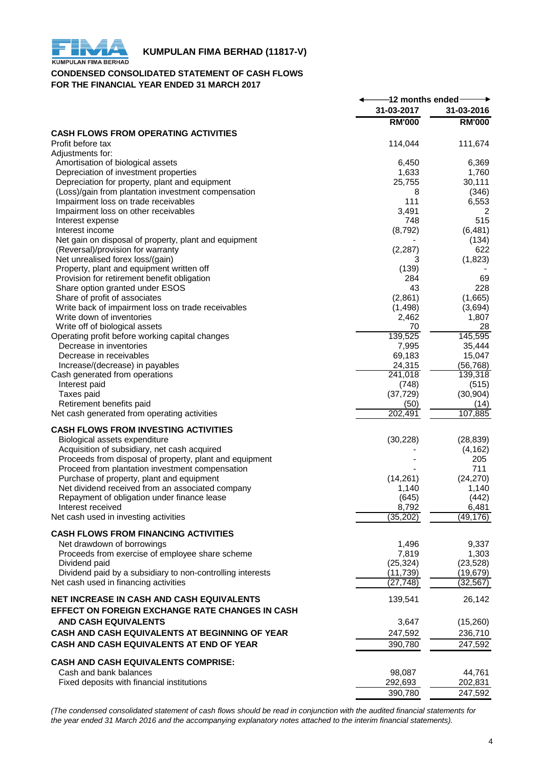# KUMPULAN FIMA BERHAD (11817-V)

## CONDENSED CONSOLIDATED STATEMENT OF CASH FLOWS
## FOR THE FINANCIAL YEAR ENDED 31 MARCH 2017

| | 12 months ended | |
|---|---|---|
| | 31-03-2017 | 31-03-2016 |
| | RM'000 | RM'000 |
| **CASH FLOWS FROM OPERATING ACTIVITIES** | | |
| Profit before tax | 114,044 | 111,674 |
| Adjustments for: | | |
| Amortisation of biological assets | 6,450 | 6,369 |
| Depreciation of investment properties | 1,633 | 1,760 |
| Depreciation for property, plant and equipment | 25,755 | 30,111 |
| (Loss)/gain from plantation investment compensation | 8 | (346) |
| Impairment loss on trade receivables | 111 | 6,553 |
| Impairment loss on other receivables | 3,491 | 2 |
| Interest expense | 748 | 515 |
| Interest income | (8,792) | (6,481) |
| Net gain on disposal of property, plant and equipment | - | (134) |
| (Reversal)/provision for warranty | (2,287) | 622 |
| Net unrealised forex loss/(gain) | 3 | (1,823) |
| Property, plant and equipment written off | (139) | - |
| Provision for retirement benefit obligation | 284 | 69 |
| Share option granted under ESOS | 43 | 228 |
| Share of profit of associates | (2,861) | (1,665) |
| Write back of impairment loss on trade receivables | (1,498) | (3,694) |
| Write down of inventories | 2,462 | 1,807 |
| Write off of biological assets | 70 | 28 |
| Operating profit before working capital changes | 139,525 | 145,595 |
| Decrease in inventories | 7,995 | 35,444 |
| Decrease in receivables | 69,183 | 15,047 |
| Increase/(decrease) in payables | 24,315 | (56,768) |
| Cash generated from operations | 241,018 | 139,318 |
| Interest paid | (748) | (515) |
| Taxes paid | (37,729) | (30,904) |
| Retirement benefits paid | (50) | (14) |
| Net cash generated from operating activities | 202,491 | 107,885 |
| **CASH FLOWS FROM INVESTING ACTIVITIES** | | |
| Biological assets expenditure | (30,228) | (28,839) |
| Acquisition of subsidiary, net cash acquired | - | (4,162) |
| Proceeds from disposal of property, plant and equipment | - | 205 |
| Proceed from plantation investment compensation | - | 711 |
| Purchase of property, plant and equipment | (14,261) | (24,270) |
| Net dividend received from an associated company | 1,140 | 1,140 |
| Repayment of obligation under finance lease | (645) | (442) |
| Interest received | 8,792 | 6,481 |
| Net cash used in investing activities | (35,202) | (49,176) |
| **CASH FLOWS FROM FINANCING ACTIVITIES** | | |
| Net drawdown of borrowings | 1,496 | 9,337 |
| Proceeds from exercise of employee share scheme | 7,819 | 1,303 |
| Dividend paid | (25,324) | (23,528) |
| Dividend paid by a subsidiary to non-controlling interests | (11,739) | (19,679) |
| Net cash used in financing activities | (27,748) | (32,567) |
| **NET INCREASE IN CASH AND CASH EQUIVALENTS** | 139,541 | 26,142 |
| **EFFECT ON FOREIGN EXCHANGE RATE CHANGES IN CASH AND CASH EQUIVALENTS** | 3,647 | (15,260) |
| **CASH AND CASH EQUIVALENTS AT BEGINNING OF YEAR** | 247,592 | 236,710 |
| **CASH AND CASH EQUIVALENTS AT END OF YEAR** | 390,780 | 247,592 |
| **CASH AND CASH EQUIVALENTS COMPRISE:** | | |
| Cash and bank balances | 98,087 | 44,761 |
| Fixed deposits with financial institutions | 292,693 | 202,831 |
| | 390,780 | 247,592 |

*(The condensed consolidated statement of cash flows should be read in conjunction with the audited financial statements for the year ended 31 March 2016 and the accompanying explanatory notes attached to the interim financial statements).*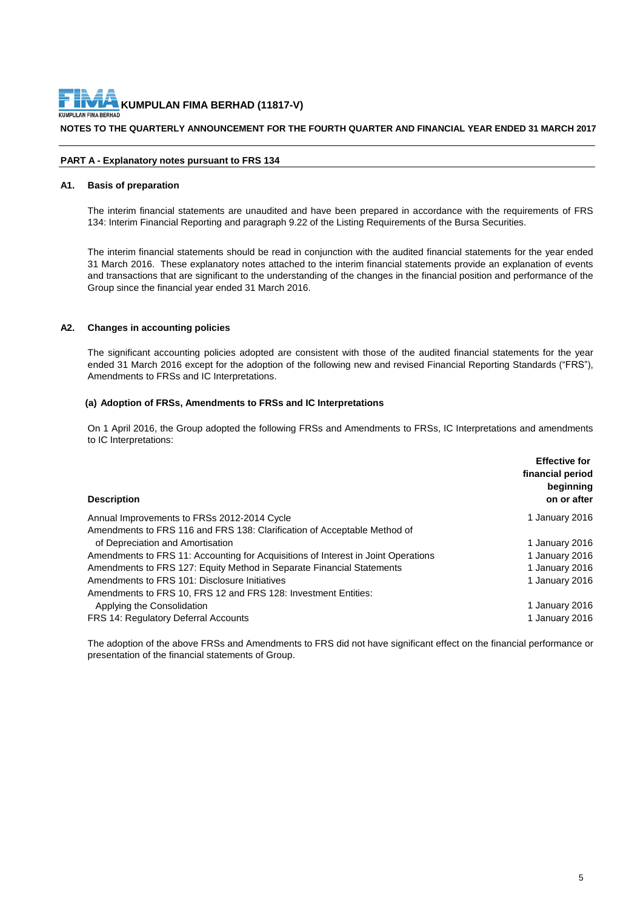**KUMPULAN FIMA BERHAD (11817-V)**

**NOTES TO THE QUARTERLY ANNOUNCEMENT FOR THE FOURTH QUARTER AND FINANCIAL YEAR ENDED 31 MARCH 2017**

## PART A - Explanatory notes pursuant to FRS 134

### A1. Basis of preparation

The interim financial statements are unaudited and have been prepared in accordance with the requirements of FRS 134: Interim Financial Reporting and paragraph 9.22 of the Listing Requirements of the Bursa Securities.

The interim financial statements should be read in conjunction with the audited financial statements for the year ended 31 March 2016. These explanatory notes attached to the interim financial statements provide an explanation of events and transactions that are significant to the understanding of the changes in the financial position and performance of the Group since the financial year ended 31 March 2016.

### A2. Changes in accounting policies

The significant accounting policies adopted are consistent with those of the audited financial statements for the year ended 31 March 2016 except for the adoption of the following new and revised Financial Reporting Standards ("FRS"), Amendments to FRSs and IC Interpretations.

**(a) Adoption of FRSs, Amendments to FRSs and IC Interpretations**

On 1 April 2016, the Group adopted the following FRSs and Amendments to FRSs, IC Interpretations and amendments to IC Interpretations:

| Description | Effective for financial period beginning on or after |
|---|---|
| Annual Improvements to FRSs 2012-2014 Cycle | 1 January 2016 |
| Amendments to FRS 116 and FRS 138: Clarification of Acceptable Method of of Depreciation and Amortisation | 1 January 2016 |
| Amendments to FRS 11: Accounting for Acquisitions of Interest in Joint Operations | 1 January 2016 |
| Amendments to FRS 127: Equity Method in Separate Financial Statements | 1 January 2016 |
| Amendments to FRS 101: Disclosure Initiatives | 1 January 2016 |
| Amendments to FRS 10, FRS 12 and FRS 128: Investment Entities: Applying the Consolidation | 1 January 2016 |
| FRS 14: Regulatory Deferral Accounts | 1 January 2016 |

The adoption of the above FRSs and Amendments to FRS did not have significant effect on the financial performance or presentation of the financial statements of Group.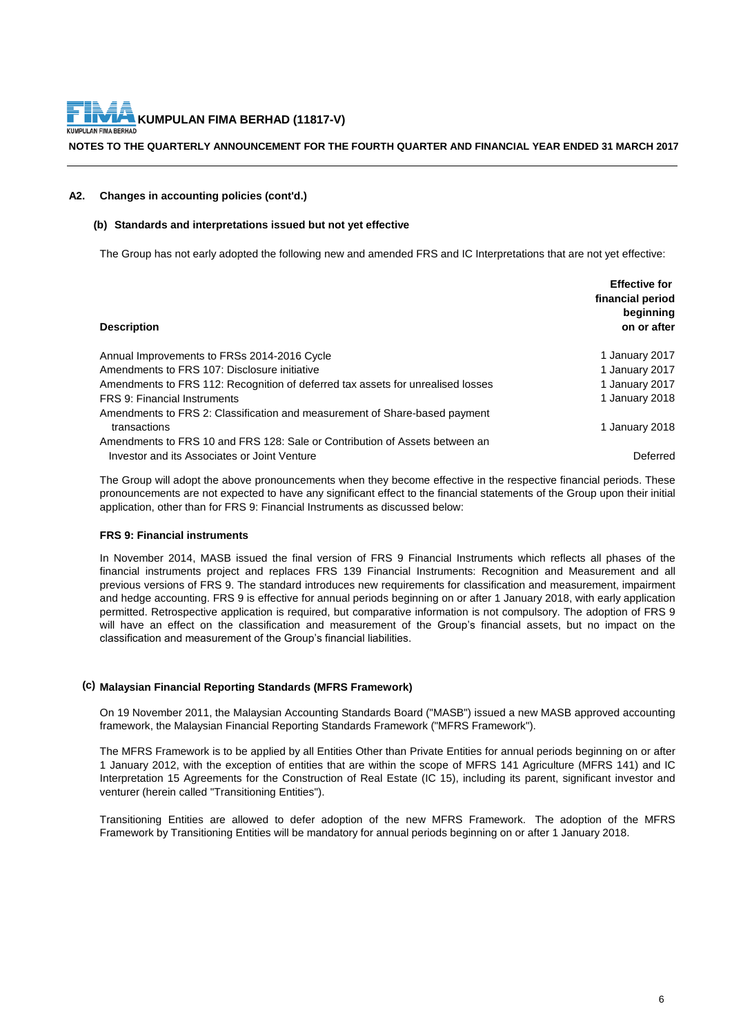# KUMPULAN FIMA BERHAD (11817-V)

**NOTES TO THE QUARTERLY ANNOUNCEMENT FOR THE FOURTH QUARTER AND FINANCIAL YEAR ENDED 31 MARCH 2017**

## A2. Changes in accounting policies (cont'd.)

### (b) Standards and interpretations issued but not yet effective

The Group has not early adopted the following new and amended FRS and IC Interpretations that are not yet effective:

| Description | Effective for financial period beginning on or after |
|---|---|
| Annual Improvements to FRSs 2014-2016 Cycle | 1 January 2017 |
| Amendments to FRS 107: Disclosure initiative | 1 January 2017 |
| Amendments to FRS 112: Recognition of deferred tax assets for unrealised losses | 1 January 2017 |
| FRS 9: Financial Instruments | 1 January 2018 |
| Amendments to FRS 2: Classification and measurement of Share-based payment transactions | 1 January 2018 |
| Amendments to FRS 10 and FRS 128: Sale or Contribution of Assets between an Investor and its Associates or Joint Venture | Deferred |

The Group will adopt the above pronouncements when they become effective in the respective financial periods. These pronouncements are not expected to have any significant effect to the financial statements of the Group upon their initial application, other than for FRS 9: Financial Instruments as discussed below:

**FRS 9: Financial instruments**

In November 2014, MASB issued the final version of FRS 9 Financial Instruments which reflects all phases of the financial instruments project and replaces FRS 139 Financial Instruments: Recognition and Measurement and all previous versions of FRS 9. The standard introduces new requirements for classification and measurement, impairment and hedge accounting. FRS 9 is effective for annual periods beginning on or after 1 January 2018, with early application permitted. Retrospective application is required, but comparative information is not compulsory. The adoption of FRS 9 will have an effect on the classification and measurement of the Group's financial assets, but no impact on the classification and measurement of the Group's financial liabilities.

### (c) Malaysian Financial Reporting Standards (MFRS Framework)

On 19 November 2011, the Malaysian Accounting Standards Board ("MASB") issued a new MASB approved accounting framework, the Malaysian Financial Reporting Standards Framework ("MFRS Framework").

The MFRS Framework is to be applied by all Entities Other than Private Entities for annual periods beginning on or after 1 January 2012, with the exception of entities that are within the scope of MFRS 141 Agriculture (MFRS 141) and IC Interpretation 15 Agreements for the Construction of Real Estate (IC 15), including its parent, significant investor and venturer (herein called "Transitioning Entities").

Transitioning Entities are allowed to defer adoption of the new MFRS Framework. The adoption of the MFRS Framework by Transitioning Entities will be mandatory for annual periods beginning on or after 1 January 2018.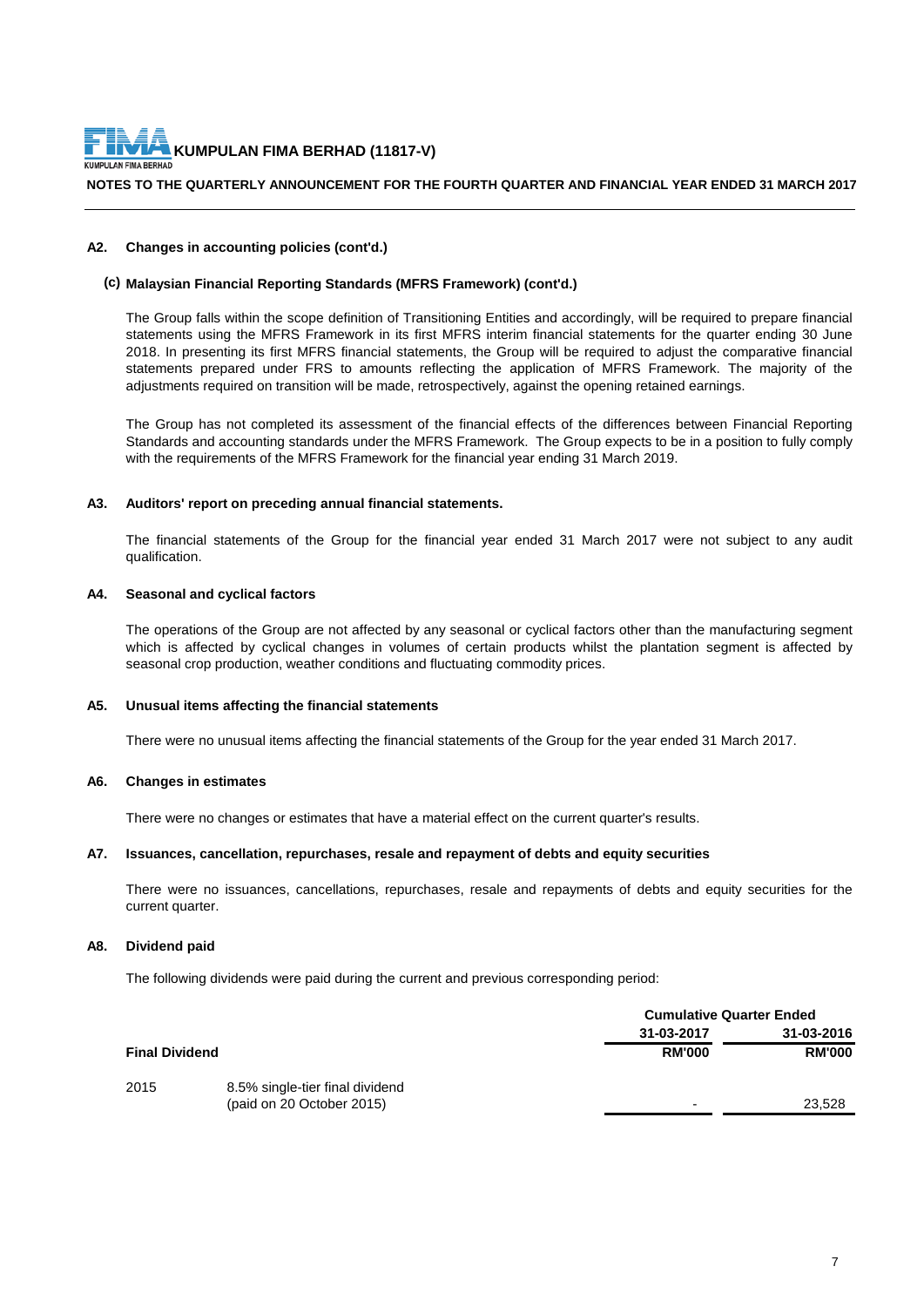### A2. Changes in accounting policies (cont'd.)

#### (c) Malaysian Financial Reporting Standards (MFRS Framework) (cont'd.)

The Group falls within the scope definition of Transitioning Entities and accordingly, will be required to prepare financial statements using the MFRS Framework in its first MFRS interim financial statements for the quarter ending 30 June 2018. In presenting its first MFRS financial statements, the Group will be required to adjust the comparative financial statements prepared under FRS to amounts reflecting the application of MFRS Framework. The majority of the adjustments required on transition will be made, retrospectively, against the opening retained earnings.

The Group has not completed its assessment of the financial effects of the differences between Financial Reporting Standards and accounting standards under the MFRS Framework. The Group expects to be in a position to fully comply with the requirements of the MFRS Framework for the financial year ending 31 March 2019.

### A3. Auditors' report on preceding annual financial statements.

The financial statements of the Group for the financial year ended 31 March 2017 were not subject to any audit qualification.

### A4. Seasonal and cyclical factors

The operations of the Group are not affected by any seasonal or cyclical factors other than the manufacturing segment which is affected by cyclical changes in volumes of certain products whilst the plantation segment is affected by seasonal crop production, weather conditions and fluctuating commodity prices.

### A5. Unusual items affecting the financial statements

There were no unusual items affecting the financial statements of the Group for the year ended 31 March 2017.

### A6. Changes in estimates

There were no changes or estimates that have a material effect on the current quarter's results.

### A7. Issuances, cancellation, repurchases, resale and repayment of debts and equity securities

There were no issuances, cancellations, repurchases, resale and repayments of debts and equity securities for the current quarter.

### A8. Dividend paid

The following dividends were paid during the current and previous corresponding period:

| | | Cumulative Quarter Ended | |
|---|---|---|---|
| | | 31-03-2017 | 31-03-2016 |
| **Final Dividend** | | **RM'000** | **RM'000** |
| 2015 | 8.5% single-tier final dividend (paid on 20 October 2015) | - | 23,528 |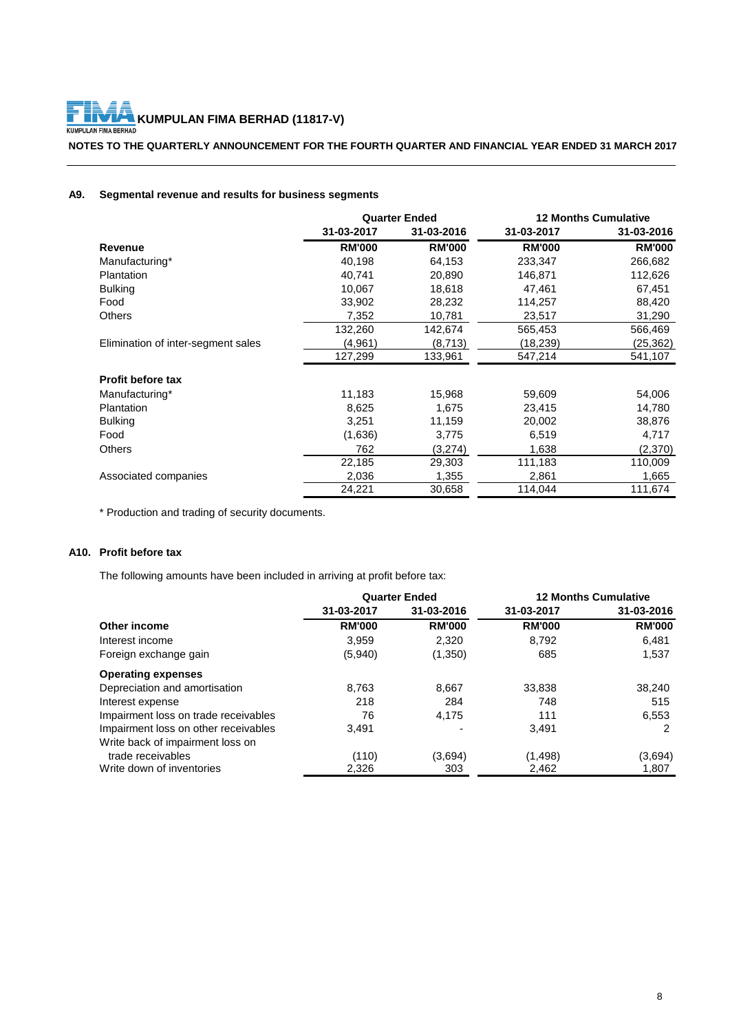**KUMPULAN FIMA BERHAD (11817-V)**

**NOTES TO THE QUARTERLY ANNOUNCEMENT FOR THE FOURTH QUARTER AND FINANCIAL YEAR ENDED 31 MARCH 2017**

## A9. Segmental revenue and results for business segments

| | Quarter Ended | | 12 Months Cumulative | |
|---|---|---|---|---|
| | 31-03-2017 | 31-03-2016 | 31-03-2017 | 31-03-2016 |
| **Revenue** | **RM'000** | **RM'000** | **RM'000** | **RM'000** |
| Manufacturing* | 40,198 | 64,153 | 233,347 | 266,682 |
| Plantation | 40,741 | 20,890 | 146,871 | 112,626 |
| Bulking | 10,067 | 18,618 | 47,461 | 67,451 |
| Food | 33,902 | 28,232 | 114,257 | 88,420 |
| Others | 7,352 | 10,781 | 23,517 | 31,290 |
| | 132,260 | 142,674 | 565,453 | 566,469 |
| Elimination of inter-segment sales | (4,961) | (8,713) | (18,239) | (25,362) |
| | 127,299 | 133,961 | 547,214 | 541,107 |
| **Profit before tax** | | | | |
| Manufacturing* | 11,183 | 15,968 | 59,609 | 54,006 |
| Plantation | 8,625 | 1,675 | 23,415 | 14,780 |
| Bulking | 3,251 | 11,159 | 20,002 | 38,876 |
| Food | (1,636) | 3,775 | 6,519 | 4,717 |
| Others | 762 | (3,274) | 1,638 | (2,370) |
| | 22,185 | 29,303 | 111,183 | 110,009 |
| Associated companies | 2,036 | 1,355 | 2,861 | 1,665 |
| | 24,221 | 30,658 | 114,044 | 111,674 |

* Production and trading of security documents.

## A10. Profit before tax

The following amounts have been included in arriving at profit before tax:

| | Quarter Ended | | 12 Months Cumulative | |
|---|---|---|---|---|
| | 31-03-2017 | 31-03-2016 | 31-03-2017 | 31-03-2016 |
| **Other income** | **RM'000** | **RM'000** | **RM'000** | **RM'000** |
| Interest income | 3,959 | 2,320 | 8,792 | 6,481 |
| Foreign exchange gain | (5,940) | (1,350) | 685 | 1,537 |
| **Operating expenses** | | | | |
| Depreciation and amortisation | 8,763 | 8,667 | 33,838 | 38,240 |
| Interest expense | 218 | 284 | 748 | 515 |
| Impairment loss on trade receivables | 76 | 4,175 | 111 | 6,553 |
| Impairment loss on other receivables | 3,491 | - | 3,491 | 2 |
| Write back of impairment loss on trade receivables | (110) | (3,694) | (1,498) | (3,694) |
| Write down of inventories | 2,326 | 303 | 2,462 | 1,807 |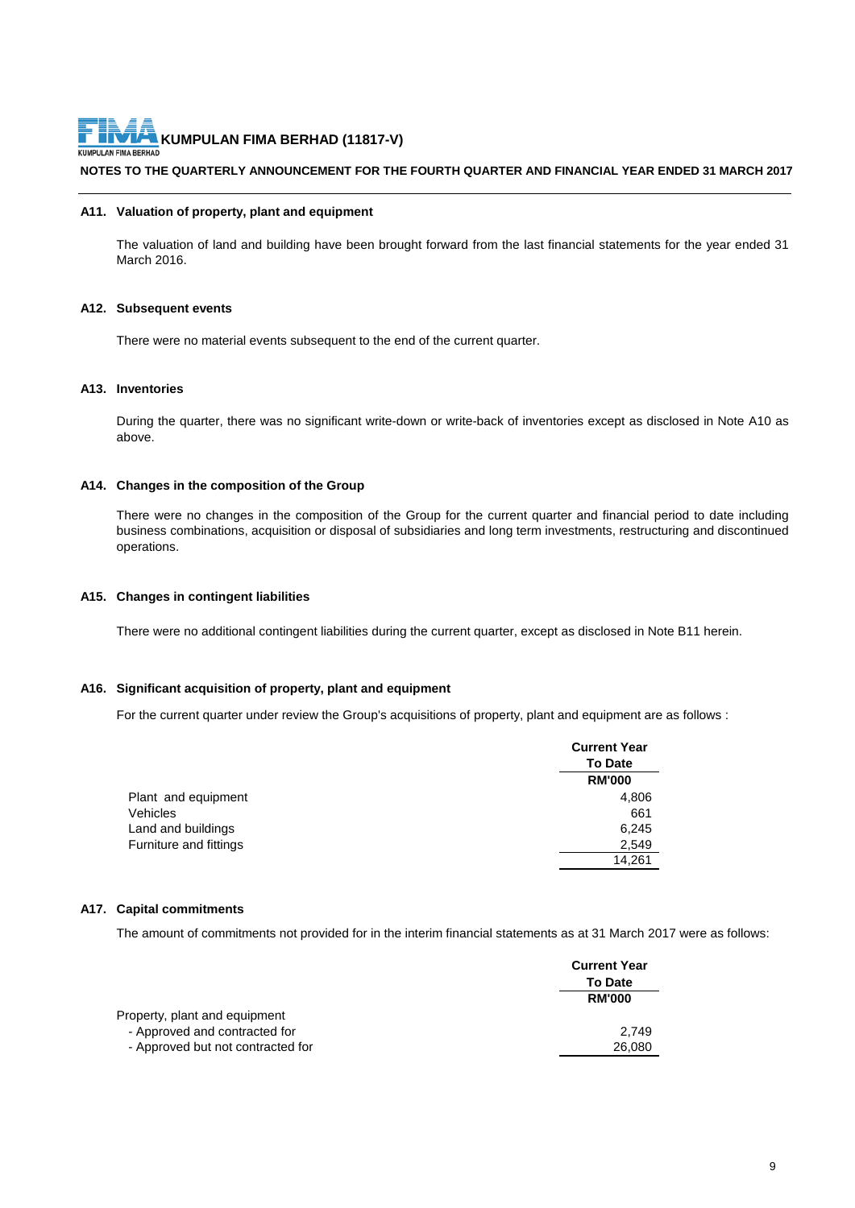**KUMPULAN FIMA BERHAD (11817-V)**

**NOTES TO THE QUARTERLY ANNOUNCEMENT FOR THE FOURTH QUARTER AND FINANCIAL YEAR ENDED 31 MARCH 2017**

### A11. Valuation of property, plant and equipment

The valuation of land and building have been brought forward from the last financial statements for the year ended 31 March 2016.

### A12. Subsequent events

There were no material events subsequent to the end of the current quarter.

### A13. Inventories

During the quarter, there was no significant write-down or write-back of inventories except as disclosed in Note A10 as above.

### A14. Changes in the composition of the Group

There were no changes in the composition of the Group for the current quarter and financial period to date including business combinations, acquisition or disposal of subsidiaries and long term investments, restructuring and discontinued operations.

### A15. Changes in contingent liabilities

There were no additional contingent liabilities during the current quarter, except as disclosed in Note B11 herein.

### A16. Significant acquisition of property, plant and equipment

For the current quarter under review the Group's acquisitions of property, plant and equipment are as follows :

| | Current Year To Date RM'000 |
|---|---|
| Plant and equipment | 4,806 |
| Vehicles | 661 |
| Land and buildings | 6,245 |
| Furniture and fittings | 2,549 |
| | 14,261 |

### A17. Capital commitments

The amount of commitments not provided for in the interim financial statements as at 31 March 2017 were as follows:

| | Current Year To Date RM'000 |
|---|---|
| Property, plant and equipment | |
| - Approved and contracted for | 2,749 |
| - Approved but not contracted for | 26,080 |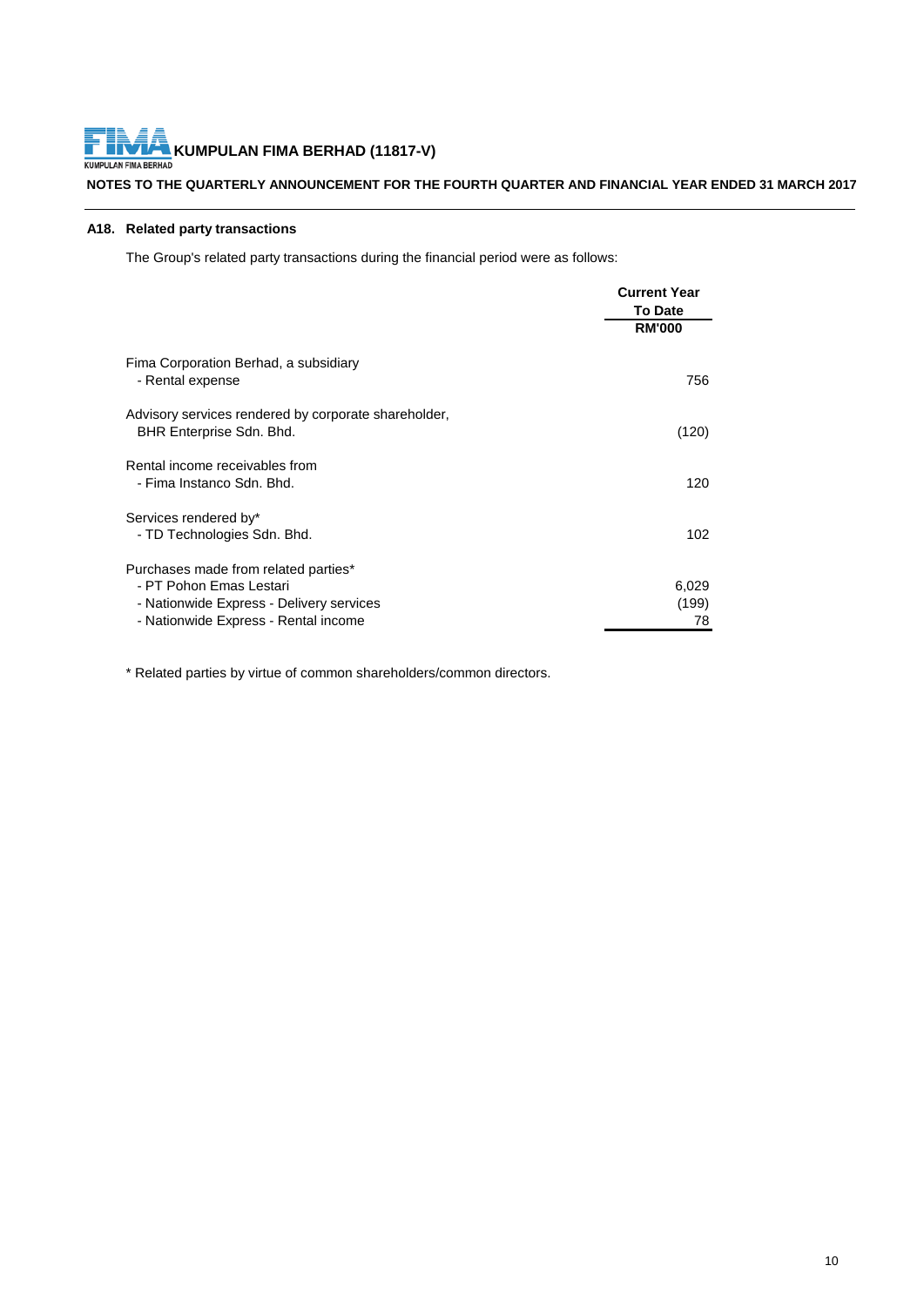### A18. Related party transactions

The Group's related party transactions during the financial period were as follows:

| | Current Year To Date RM'000 |
|---|---|
| Fima Corporation Berhad, a subsidiary | |
| - Rental expense | 756 |
| Advisory services rendered by corporate shareholder, BHR Enterprise Sdn. Bhd. | (120) |
| Rental income receivables from | |
| - Fima Instanco Sdn. Bhd. | 120 |
| Services rendered by* | |
| - TD Technologies Sdn. Bhd. | 102 |
| Purchases made from related parties* | |
| - PT Pohon Emas Lestari | 6,029 |
| - Nationwide Express - Delivery services | (199) |
| - Nationwide Express - Rental income | 78 |

* Related parties by virtue of common shareholders/common directors.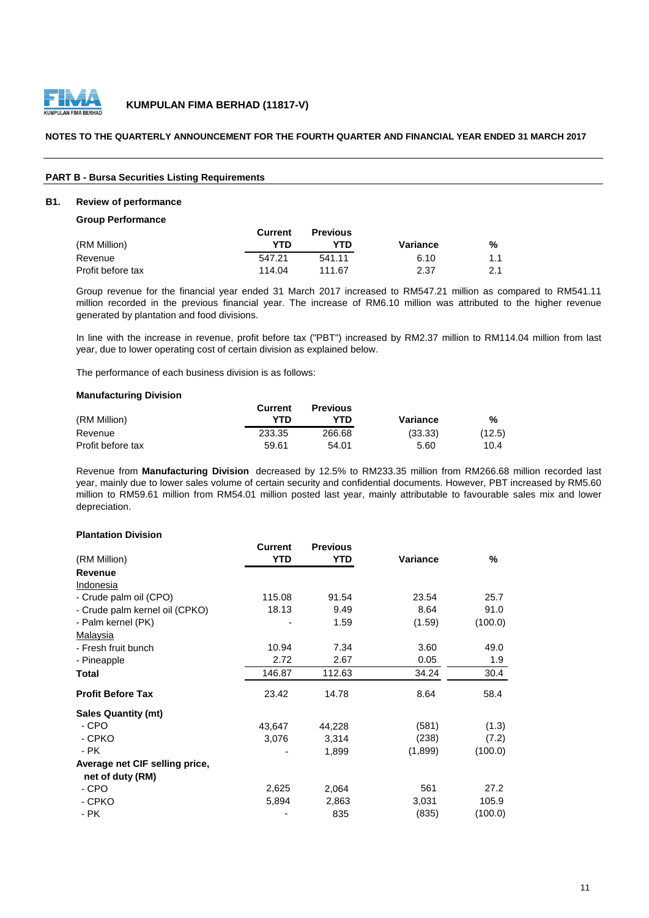**KUMPULAN FIMA BERHAD (11817-V)**

**NOTES TO THE QUARTERLY ANNOUNCEMENT FOR THE FOURTH QUARTER AND FINANCIAL YEAR ENDED 31 MARCH 2017**

**PART B - Bursa Securities Listing Requirements**

## B1. Review of performance

**Group Performance**

| (RM Million) | Current YTD | Previous YTD | Variance | % |
|---|---|---|---|---|
| Revenue | 547.21 | 541.11 | 6.10 | 1.1 |
| Profit before tax | 114.04 | 111.67 | 2.37 | 2.1 |

Group revenue for the financial year ended 31 March 2017 increased to RM547.21 million as compared to RM541.11 million recorded in the previous financial year. The increase of RM6.10 million was attributed to the higher revenue generated by plantation and food divisions.

In line with the increase in revenue, profit before tax ("PBT") increased by RM2.37 million to RM114.04 million from last year, due to lower operating cost of certain division as explained below.

The performance of each business division is as follows:

**Manufacturing Division**

| (RM Million) | Current YTD | Previous YTD | Variance | % |
|---|---|---|---|---|
| Revenue | 233.35 | 266.68 | (33.33) | (12.5) |
| Profit before tax | 59.61 | 54.01 | 5.60 | 10.4 |

Revenue from **Manufacturing Division** decreased by 12.5% to RM233.35 million from RM266.68 million recorded last year, mainly due to lower sales volume of certain security and confidential documents. However, PBT increased by RM5.60 million to RM59.61 million from RM54.01 million posted last year, mainly attributable to favourable sales mix and lower depreciation.

**Plantation Division**

| (RM Million) | Current YTD | Previous YTD | Variance | % |
|---|---|---|---|---|
| **Revenue** | | | | |
| Indonesia | | | | |
| - Crude palm oil (CPO) | 115.08 | 91.54 | 23.54 | 25.7 |
| - Crude palm kernel oil (CPKO) | 18.13 | 9.49 | 8.64 | 91.0 |
| - Palm kernel (PK) | - | 1.59 | (1.59) | (100.0) |
| Malaysia | | | | |
| - Fresh fruit bunch | 10.94 | 7.34 | 3.60 | 49.0 |
| - Pineapple | 2.72 | 2.67 | 0.05 | 1.9 |
| **Total** | 146.87 | 112.63 | 34.24 | 30.4 |
| **Profit Before Tax** | 23.42 | 14.78 | 8.64 | 58.4 |
| **Sales Quantity (mt)** | | | | |
| - CPO | 43,647 | 44,228 | (581) | (1.3) |
| - CPKO | 3,076 | 3,314 | (238) | (7.2) |
| - PK | - | 1,899 | (1,899) | (100.0) |
| **Average net CIF selling price, net of duty (RM)** | | | | |
| - CPO | 2,625 | 2,064 | 561 | 27.2 |
| - CPKO | 5,894 | 2,863 | 3,031 | 105.9 |
| - PK | - | 835 | (835) | (100.0) |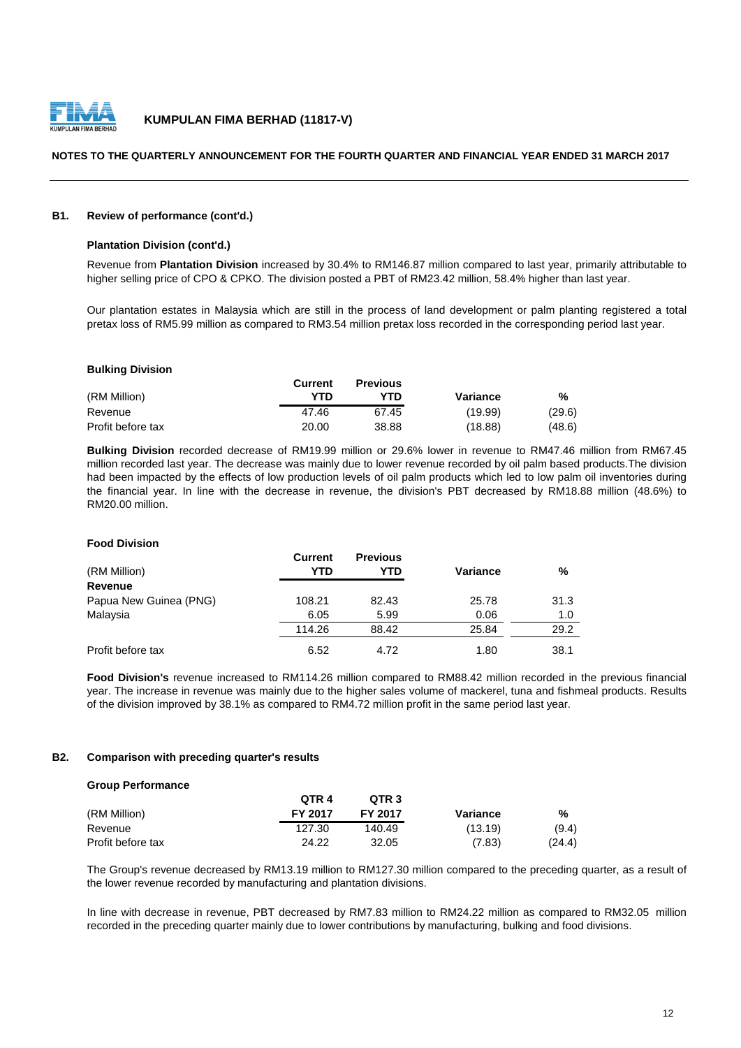### B1. Review of performance (cont'd.)

**Plantation Division (cont'd.)**

Revenue from **Plantation Division** increased by 30.4% to RM146.87 million compared to last year, primarily attributable to higher selling price of CPO & CPKO. The division posted a PBT of RM23.42 million, 58.4% higher than last year.

Our plantation estates in Malaysia which are still in the process of land development or palm planting registered a total pretax loss of RM5.99 million as compared to RM3.54 million pretax loss recorded in the corresponding period last year.

**Bulking Division**

| (RM Million) | Current YTD | Previous YTD | Variance | % |
|---|---|---|---|---|
| Revenue | 47.46 | 67.45 | (19.99) | (29.6) |
| Profit before tax | 20.00 | 38.88 | (18.88) | (48.6) |

**Bulking Division** recorded decrease of RM19.99 million or 29.6% lower in revenue to RM47.46 million from RM67.45 million recorded last year. The decrease was mainly due to lower revenue recorded by oil palm based products.The division had been impacted by the effects of low production levels of oil palm products which led to low palm oil inventories during the financial year. In line with the decrease in revenue, the division's PBT decreased by RM18.88 million (48.6%) to RM20.00 million.

**Food Division**

| (RM Million) | Current YTD | Previous YTD | Variance | % |
|---|---|---|---|---|
| **Revenue** | | | | |
| Papua New Guinea (PNG) | 108.21 | 82.43 | 25.78 | 31.3 |
| Malaysia | 6.05 | 5.99 | 0.06 | 1.0 |
| | 114.26 | 88.42 | 25.84 | 29.2 |
| Profit before tax | 6.52 | 4.72 | 1.80 | 38.1 |

**Food Division's** revenue increased to RM114.26 million compared to RM88.42 million recorded in the previous financial year. The increase in revenue was mainly due to the higher sales volume of mackerel, tuna and fishmeal products. Results of the division improved by 38.1% as compared to RM4.72 million profit in the same period last year.

### B2. Comparison with preceding quarter's results

**Group Performance**

| (RM Million) | QTR 4 FY 2017 | QTR 3 FY 2017 | Variance | % |
|---|---|---|---|---|
| Revenue | 127.30 | 140.49 | (13.19) | (9.4) |
| Profit before tax | 24.22 | 32.05 | (7.83) | (24.4) |

The Group's revenue decreased by RM13.19 million to RM127.30 million compared to the preceding quarter, as a result of the lower revenue recorded by manufacturing and plantation divisions.

In line with decrease in revenue, PBT decreased by RM7.83 million to RM24.22 million as compared to RM32.05 million recorded in the preceding quarter mainly due to lower contributions by manufacturing, bulking and food divisions.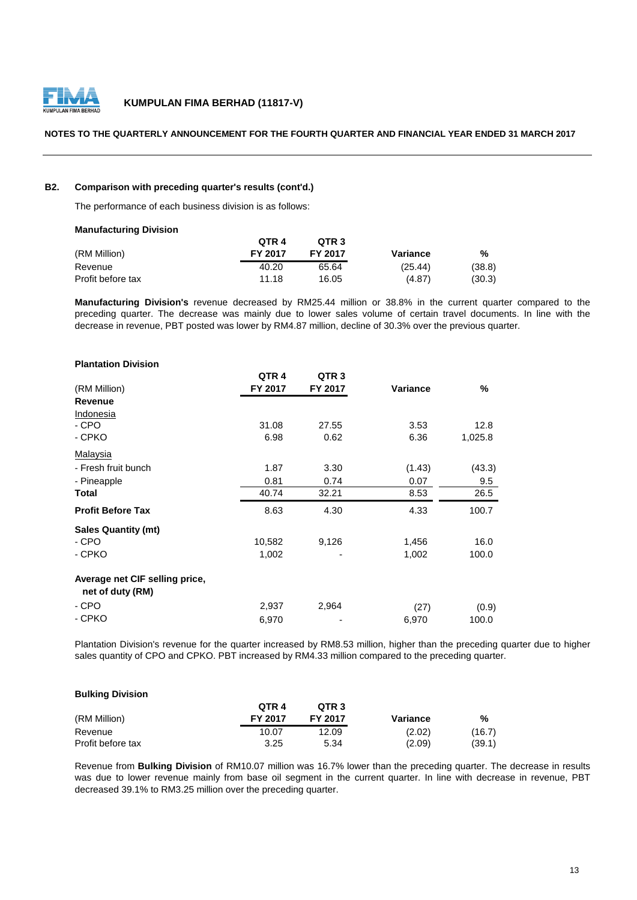**KUMPULAN FIMA BERHAD (11817-V)**

**NOTES TO THE QUARTERLY ANNOUNCEMENT FOR THE FOURTH QUARTER AND FINANCIAL YEAR ENDED 31 MARCH 2017**

**B2. Comparison with preceding quarter's results (cont'd.)**

The performance of each business division is as follows:

**Manufacturing Division**

| (RM Million) | QTR 4 FY 2017 | QTR 3 FY 2017 | Variance | % |
|---|---|---|---|---|
| Revenue | 40.20 | 65.64 | (25.44) | (38.8) |
| Profit before tax | 11.18 | 16.05 | (4.87) | (30.3) |

**Manufacturing Division's** revenue decreased by RM25.44 million or 38.8% in the current quarter compared to the preceding quarter. The decrease was mainly due to lower sales volume of certain travel documents. In line with the decrease in revenue, PBT posted was lower by RM4.87 million, decline of 30.3% over the previous quarter.

**Plantation Division**

| (RM Million) | QTR 4 FY 2017 | QTR 3 FY 2017 | Variance | % |
|---|---|---|---|---|
| **Revenue** | | | | |
| Indonesia | | | | |
| - CPO | 31.08 | 27.55 | 3.53 | 12.8 |
| - CPKO | 6.98 | 0.62 | 6.36 | 1,025.8 |
| Malaysia | | | | |
| - Fresh fruit bunch | 1.87 | 3.30 | (1.43) | (43.3) |
| - Pineapple | 0.81 | 0.74 | 0.07 | 9.5 |
| **Total** | 40.74 | 32.21 | 8.53 | 26.5 |
| **Profit Before Tax** | 8.63 | 4.30 | 4.33 | 100.7 |
| **Sales Quantity (mt)** | | | | |
| - CPO | 10,582 | 9,126 | 1,456 | 16.0 |
| - CPKO | 1,002 | - | 1,002 | 100.0 |
| **Average net CIF selling price, net of duty (RM)** | | | | |
| - CPO | 2,937 | 2,964 | (27) | (0.9) |
| - CPKO | 6,970 | - | 6,970 | 100.0 |

Plantation Division's revenue for the quarter increased by RM8.53 million, higher than the preceding quarter due to higher sales quantity of CPO and CPKO. PBT increased by RM4.33 million compared to the preceding quarter.

**Bulking Division**

| (RM Million) | QTR 4 FY 2017 | QTR 3 FY 2017 | Variance | % |
|---|---|---|---|---|
| Revenue | 10.07 | 12.09 | (2.02) | (16.7) |
| Profit before tax | 3.25 | 5.34 | (2.09) | (39.1) |

Revenue from **Bulking Division** of RM10.07 million was 16.7% lower than the preceding quarter. The decrease in results was due to lower revenue mainly from base oil segment in the current quarter. In line with decrease in revenue, PBT decreased 39.1% to RM3.25 million over the preceding quarter.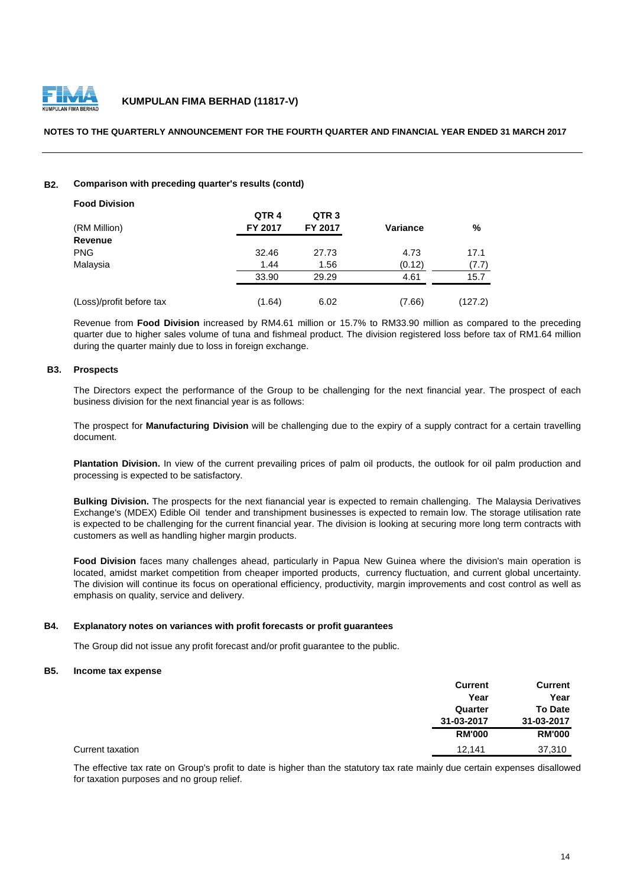### B2. Comparison with preceding quarter's results (contd)

**Food Division**

| (RM Million) | QTR 4 FY 2017 | QTR 3 FY 2017 | Variance | % |
|---|---|---|---|---|
| **Revenue** | | | | |
| PNG | 32.46 | 27.73 | 4.73 | 17.1 |
| Malaysia | 1.44 | 1.56 | (0.12) | (7.7) |
| | 33.90 | 29.29 | 4.61 | 15.7 |
| (Loss)/profit before tax | (1.64) | 6.02 | (7.66) | (127.2) |

Revenue from **Food Division** increased by RM4.61 million or 15.7% to RM33.90 million as compared to the preceding quarter due to higher sales volume of tuna and fishmeal product. The division registered loss before tax of RM1.64 million during the quarter mainly due to loss in foreign exchange.

### B3. Prospects

The Directors expect the performance of the Group to be challenging for the next financial year. The prospect of each business division for the next financial year is as follows:

The prospect for **Manufacturing Division** will be challenging due to the expiry of a supply contract for a certain travelling document.

**Plantation Division.** In view of the current prevailing prices of palm oil products, the outlook for oil palm production and processing is expected to be satisfactory.

**Bulking Division.** The prospects for the next fianancial year is expected to remain challenging. The Malaysia Derivatives Exchange's (MDEX) Edible Oil tender and transhipment businesses is expected to remain low. The storage utilisation rate is expected to be challenging for the current financial year. The division is looking at securing more long term contracts with customers as well as handling higher margin products.

**Food Division** faces many challenges ahead, particularly in Papua New Guinea where the division's main operation is located, amidst market competition from cheaper imported products, currency fluctuation, and current global uncertainty. The division will continue its focus on operational efficiency, productivity, margin improvements and cost control as well as emphasis on quality, service and delivery.

### B4. Explanatory notes on variances with profit forecasts or profit guarantees

The Group did not issue any profit forecast and/or profit guarantee to the public.

### B5. Income tax expense

| | Current Year Quarter 31-03-2017 RM'000 | Current Year To Date 31-03-2017 RM'000 |
|---|---|---|
| Current taxation | 12,141 | 37,310 |

The effective tax rate on Group's profit to date is higher than the statutory tax rate mainly due certain expenses disallowed for taxation purposes and no group relief.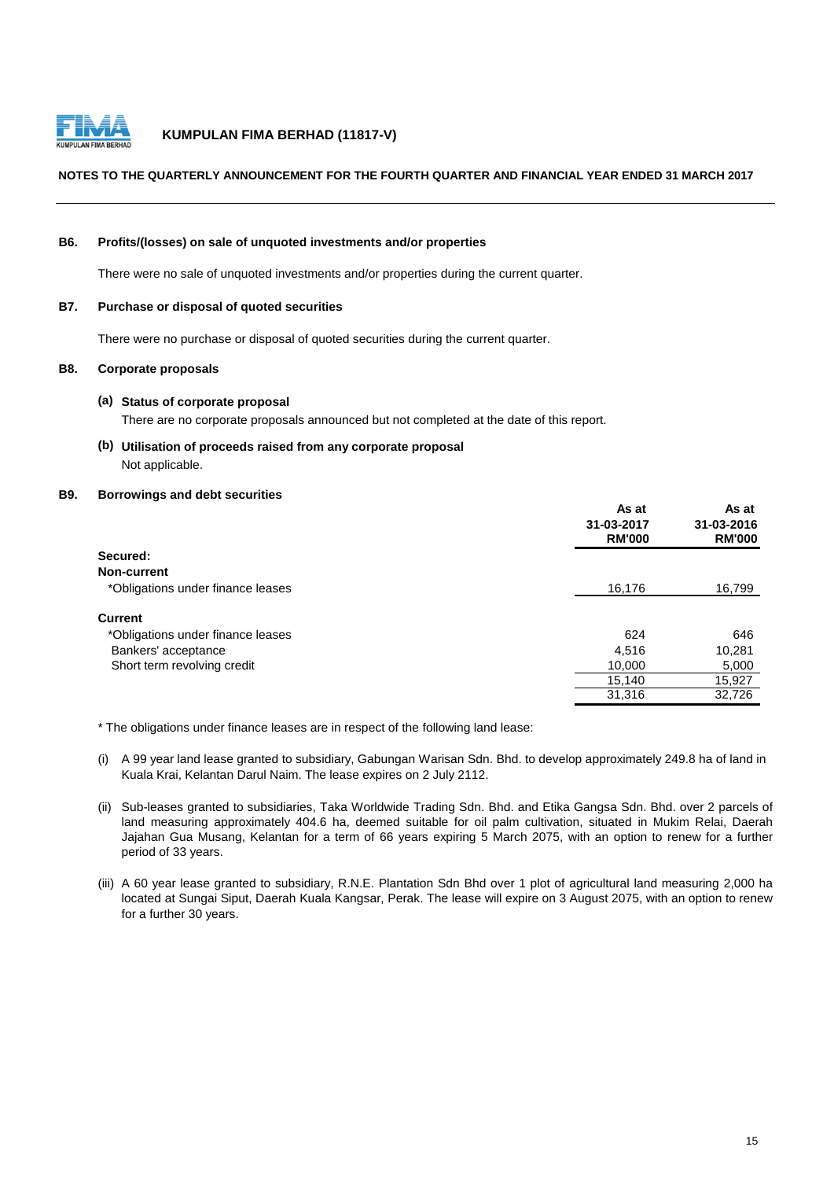**NOTES TO THE QUARTERLY ANNOUNCEMENT FOR THE FOURTH QUARTER AND FINANCIAL YEAR ENDED 31 MARCH 2017**

**B6. Profits/(losses) on sale of unquoted investments and/or properties**

There were no sale of unquoted investments and/or properties during the current quarter.

**B7. Purchase or disposal of quoted securities**

There were no purchase or disposal of quoted securities during the current quarter.

**B8. Corporate proposals**

**(a) Status of corporate proposal**

There are no corporate proposals announced but not completed at the date of this report.

**(b) Utilisation of proceeds raised from any corporate proposal**

Not applicable.

**B9. Borrowings and debt securities**

| | As at 31-03-2017 RM'000 | As at 31-03-2016 RM'000 |
|---|---|---|
| **Secured:** | | |
| **Non-current** | | |
| *Obligations under finance leases | 16,176 | 16,799 |
| **Current** | | |
| *Obligations under finance leases | 624 | 646 |
| Bankers' acceptance | 4,516 | 10,281 |
| Short term revolving credit | 10,000 | 5,000 |
| | 15,140 | 15,927 |
| | 31,316 | 32,726 |

* The obligations under finance leases are in respect of the following land lease:

(i) A 99 year land lease granted to subsidiary, Gabungan Warisan Sdn. Bhd. to develop approximately 249.8 ha of land in Kuala Krai, Kelantan Darul Naim. The lease expires on 2 July 2112.

(ii) Sub-leases granted to subsidiaries, Taka Worldwide Trading Sdn. Bhd. and Etika Gangsa Sdn. Bhd. over 2 parcels of land measuring approximately 404.6 ha, deemed suitable for oil palm cultivation, situated in Mukim Relai, Daerah Jajahan Gua Musang, Kelantan for a term of 66 years expiring 5 March 2075, with an option to renew for a further period of 33 years.

(iii) A 60 year lease granted to subsidiary, R.N.E. Plantation Sdn Bhd over 1 plot of agricultural land measuring 2,000 ha located at Sungai Siput, Daerah Kuala Kangsar, Perak. The lease will expire on 3 August 2075, with an option to renew for a further 30 years.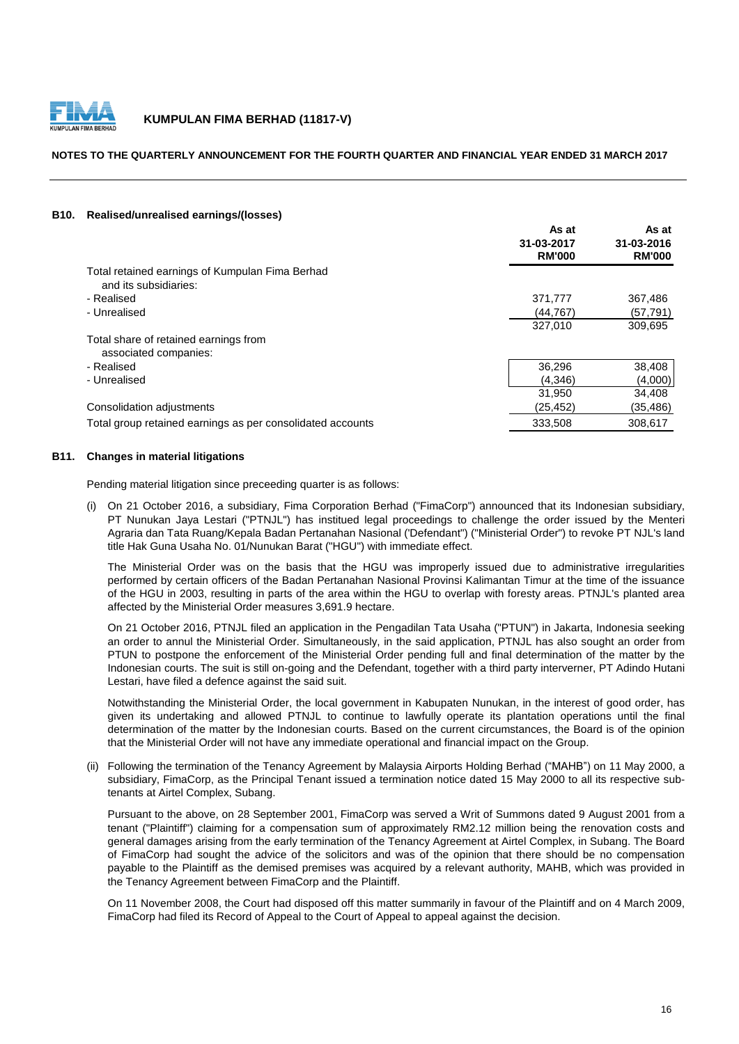## B10. Realised/unrealised earnings/(losses)

| | As at 31-03-2017 RM'000 | As at 31-03-2016 RM'000 |
|---|---|---|
| Total retained earnings of Kumpulan Fima Berhad and its subsidiaries: | | |
| - Realised | 371,777 | 367,486 |
| - Unrealised | (44,767) | (57,791) |
| | 327,010 | 309,695 |
| Total share of retained earnings from associated companies: | | |
| - Realised | 36,296 | 38,408 |
| - Unrealised | (4,346) | (4,000) |
| | 31,950 | 34,408 |
| Consolidation adjustments | (25,452) | (35,486) |
| Total group retained earnings as per consolidated accounts | 333,508 | 308,617 |

## B11. Changes in material litigations

Pending material litigation since preceeding quarter is as follows:

(i) On 21 October 2016, a subsidiary, Fima Corporation Berhad ("FimaCorp") announced that its Indonesian subsidiary, PT Nunukan Jaya Lestari ("PTNJL") has instituted legal proceedings to challenge the order issued by the Menteri Agraria dan Tata Ruang/Kepala Badan Pertanahan Nasional ('Defendant") ("Ministerial Order") to revoke PT NJL's land title Hak Guna Usaha No. 01/Nunukan Barat ("HGU") with immediate effect.

The Ministerial Order was on the basis that the HGU was improperly issued due to administrative irregularities performed by certain officers of the Badan Pertanahan Nasional Provinsi Kalimantan Timur at the time of the issuance of the HGU in 2003, resulting in parts of the area within the HGU to overlap with foresty areas. PTNJL's planted area affected by the Ministerial Order measures 3,691.9 hectare.

On 21 October 2016, PTNJL filed an application in the Pengadilan Tata Usaha ("PTUN") in Jakarta, Indonesia seeking an order to annul the Ministerial Order. Simultaneously, in the said application, PTNJL has also sought an order from PTUN to postpone the enforcement of the Ministerial Order pending full and final determination of the matter by the Indonesian courts. The suit is still on-going and the Defendant, together with a third party interverner, PT Adindo Hutani Lestari, have filed a defence against the said suit.

Notwithstanding the Ministerial Order, the local government in Kabupaten Nunukan, in the interest of good order, has given its undertaking and allowed PTNJL to continue to lawfully operate its plantation operations until the final determination of the matter by the Indonesian courts. Based on the current circumstances, the Board is of the opinion that the Ministerial Order will not have any immediate operational and financial impact on the Group.

(ii) Following the termination of the Tenancy Agreement by Malaysia Airports Holding Berhad ("MAHB") on 11 May 2000, a subsidiary, FimaCorp, as the Principal Tenant issued a termination notice dated 15 May 2000 to all its respective sub-tenants at Airtel Complex, Subang.

Pursuant to the above, on 28 September 2001, FimaCorp was served a Writ of Summons dated 9 August 2001 from a tenant ("Plaintiff") claiming for a compensation sum of approximately RM2.12 million being the renovation costs and general damages arising from the early termination of the Tenancy Agreement at Airtel Complex, in Subang. The Board of FimaCorp had sought the advice of the solicitors and was of the opinion that there should be no compensation payable to the Plaintiff as the demised premises was acquired by a relevant authority, MAHB, which was provided in the Tenancy Agreement between FimaCorp and the Plaintiff.

On 11 November 2008, the Court had disposed off this matter summarily in favour of the Plaintiff and on 4 March 2009, FimaCorp had filed its Record of Appeal to the Court of Appeal to appeal against the decision.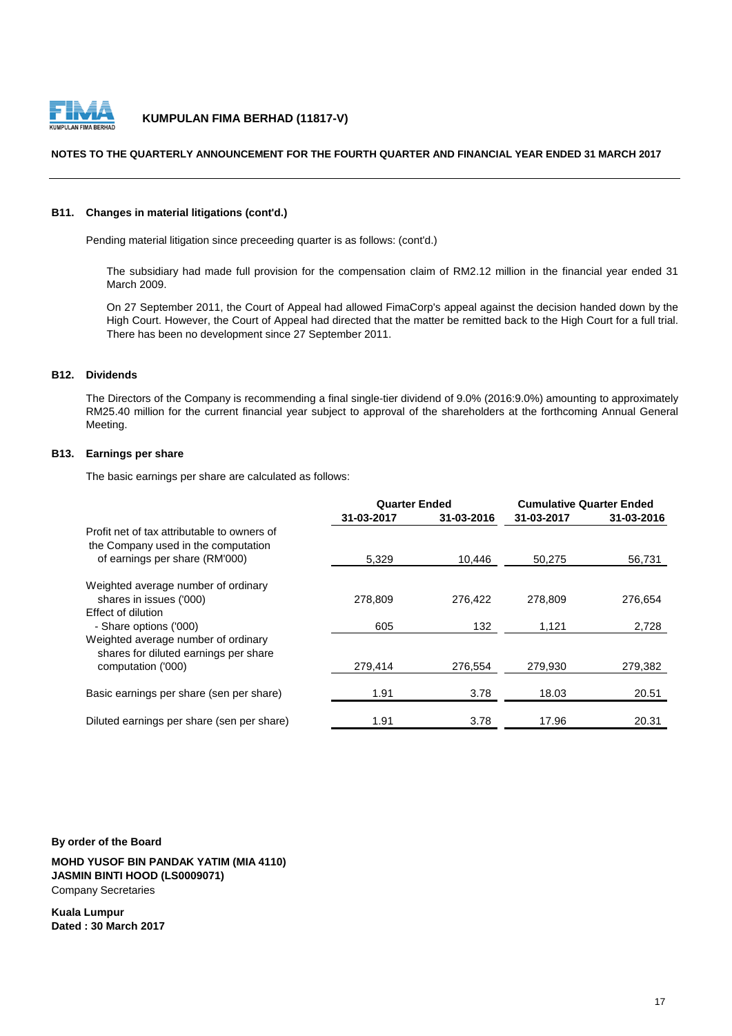**KUMPULAN FIMA BERHAD (11817-V)**

**NOTES TO THE QUARTERLY ANNOUNCEMENT FOR THE FOURTH QUARTER AND FINANCIAL YEAR ENDED 31 MARCH 2017**

### B11. Changes in material litigations (cont'd.)

Pending material litigation since preceeding quarter is as follows: (cont'd.)

The subsidiary had made full provision for the compensation claim of RM2.12 million in the financial year ended 31 March 2009.

On 27 September 2011, the Court of Appeal had allowed FimaCorp's appeal against the decision handed down by the High Court. However, the Court of Appeal had directed that the matter be remitted back to the High Court for a full trial. There has been no development since 27 September 2011.

### B12. Dividends

The Directors of the Company is recommending a final single-tier dividend of 9.0% (2016:9.0%) amounting to approximately RM25.40 million for the current financial year subject to approval of the shareholders at the forthcoming Annual General Meeting.

### B13. Earnings per share

The basic earnings per share are calculated as follows:

| | Quarter Ended | | Cumulative Quarter Ended | |
|---|---|---|---|---|
| | 31-03-2017 | 31-03-2016 | 31-03-2017 | 31-03-2016 |
| Profit net of tax attributable to owners of the Company used in the computation of earnings per share (RM'000) | 5,329 | 10,446 | 50,275 | 56,731 |
| Weighted average number of ordinary shares in issues ('000) | 278,809 | 276,422 | 278,809 | 276,654 |
| Effect of dilution | | | | |
| - Share options ('000) | 605 | 132 | 1,121 | 2,728 |
| Weighted average number of ordinary shares for diluted earnings per share computation ('000) | 279,414 | 276,554 | 279,930 | 279,382 |
| Basic earnings per share (sen per share) | 1.91 | 3.78 | 18.03 | 20.51 |
| Diluted earnings per share (sen per share) | 1.91 | 3.78 | 17.96 | 20.31 |

**By order of the Board**

**MOHD YUSOF BIN PANDAK YATIM (MIA 4110)**
**JASMIN BINTI HOOD (LS0009071)**
Company Secretaries

**Kuala Lumpur**
**Dated : 30 March 2017**